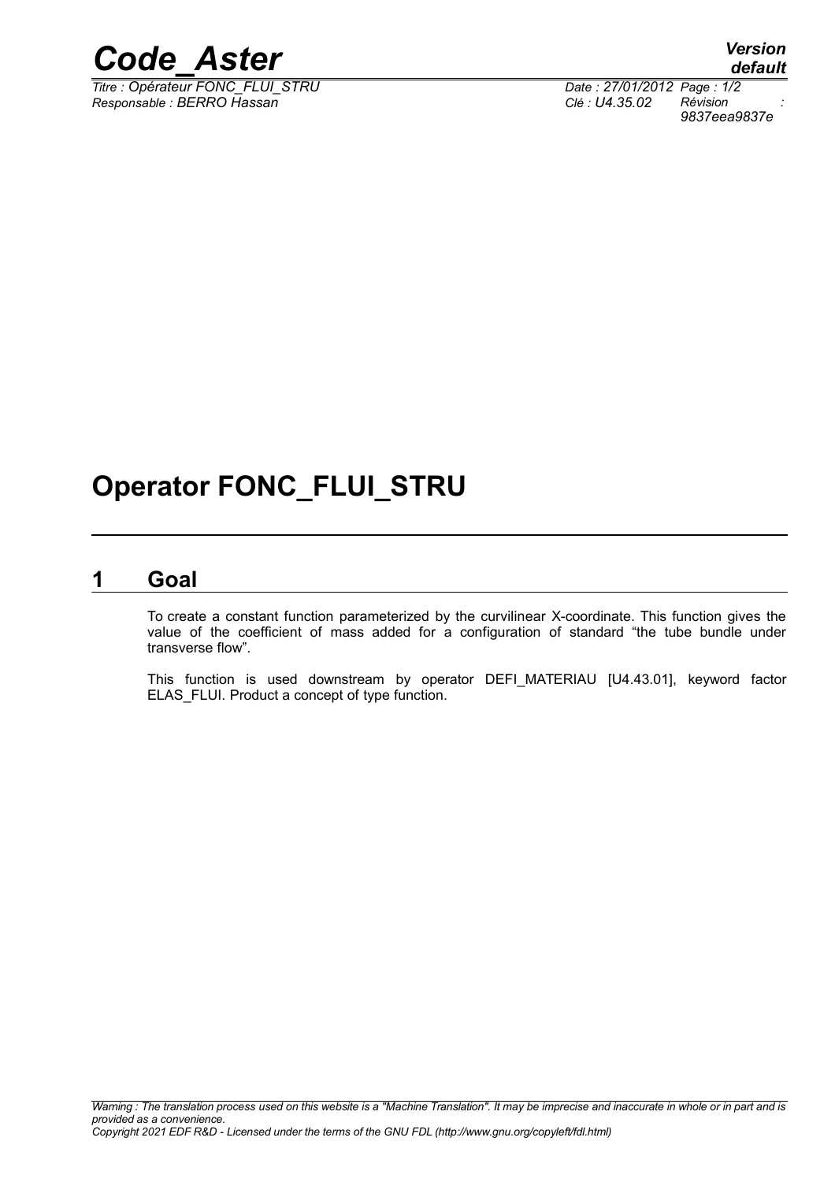# Operator FONC_FLUI_STRU

## 1 Goal

To create a constant function parameterized by the curvilinear X-coordinate. This function gives the value of the coefficient of mass added for a configuration of standard "the tube bundle under transverse flow".

This function is used downstream by operator DEFI_MATERIAU [U4.43.01], keyword factor ELAS_FLUI. Product a concept of type function.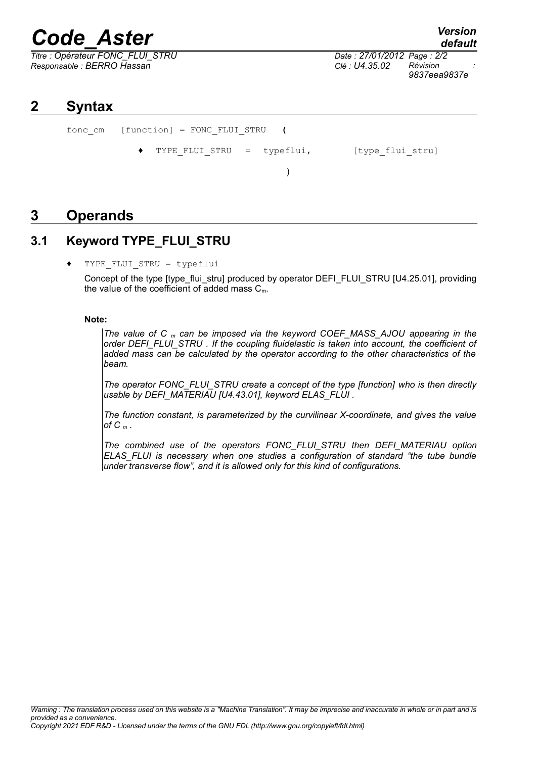# 2 Syntax

```
fonc_cm   [function] = FONC_FLUI_STRU   (

          ♦  TYPE_FLUI_STRU   =  typeflui,        [type_flui_stru]

                                           )
```

# 3 Operands

## 3.1 Keyword TYPE_FLUI_STRU

♦ `TYPE_FLUI_STRU = typeflui`

Concept of the type [type_flui_stru] produced by operator DEFI_FLUI_STRU [U4.25.01], providing the value of the coefficient of added mass $C_m$.

**Note:**

*The value of $C_m$ can be imposed via the keyword COEF_MASS_AJOU appearing in the order DEFI_FLUI_STRU . If the coupling fluidelastic is taken into account, the coefficient of added mass can be calculated by the operator according to the other characteristics of the beam.*

*The operator FONC_FLUI_STRU create a concept of the type [function] who is then directly usable by DEFI_MATERIAU [U4.43.01], keyword ELAS_FLUI .*

*The function constant, is parameterized by the curvilinear X-coordinate, and gives the value of $C_m$ .*

*The combined use of the operators FONC_FLUI_STRU then DEFI_MATERIAU option ELAS_FLUI is necessary when one studies a configuration of standard "the tube bundle under transverse flow", and it is allowed only for this kind of configurations.*